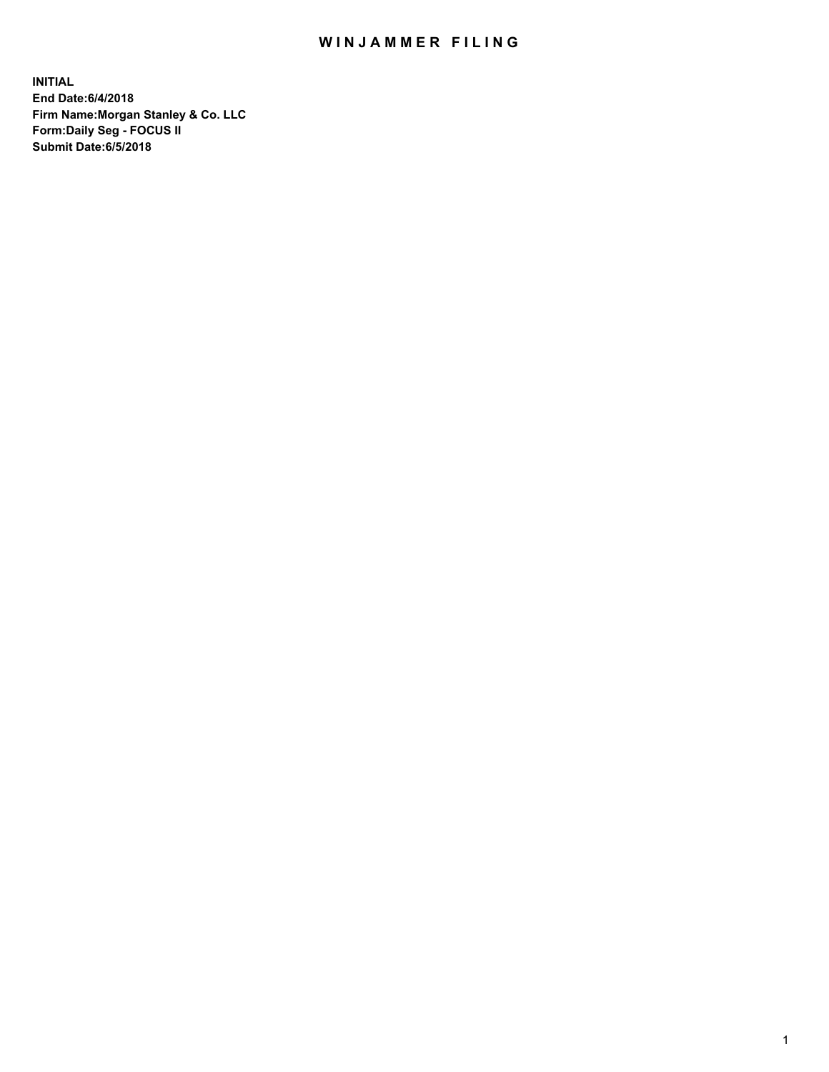# WINJAMMER FILING

**INITIAL**
**End Date:6/4/2018**
**Firm Name:Morgan Stanley & Co. LLC**
**Form:Daily Seg - FOCUS II**
**Submit Date:6/5/2018**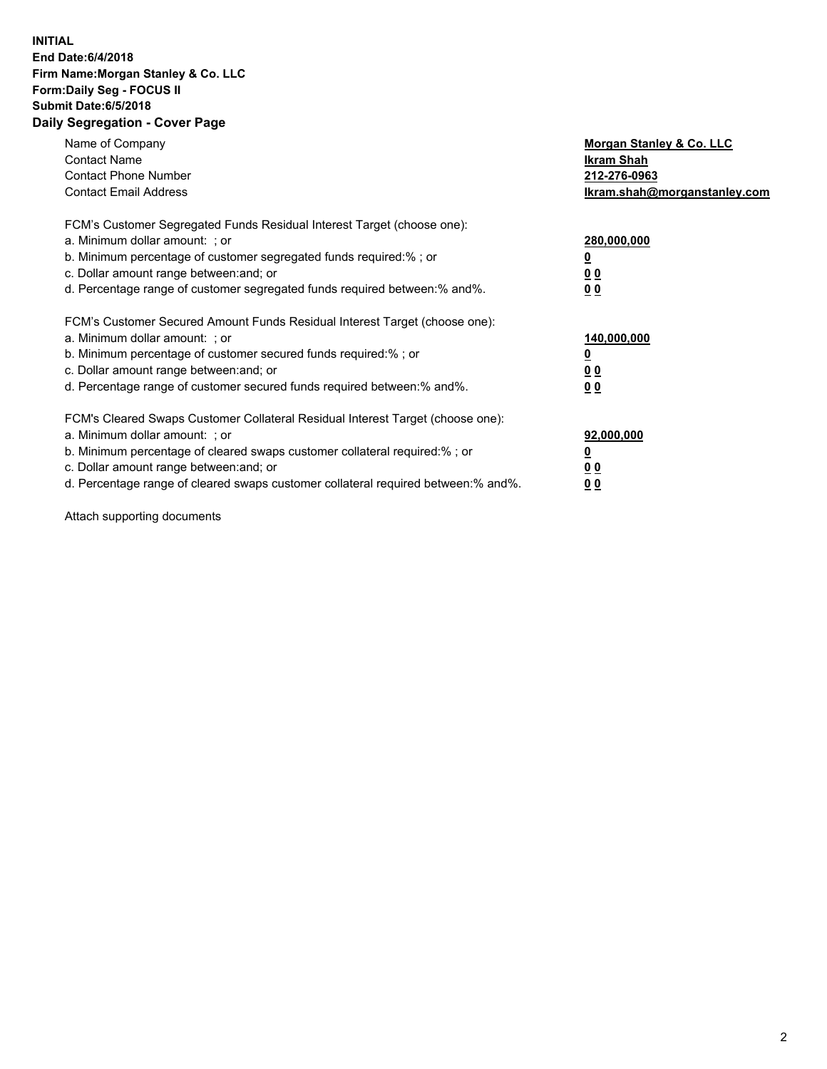**INITIAL**
**End Date:6/4/2018**
**Firm Name:Morgan Stanley & Co. LLC**
**Form:Daily Seg - FOCUS II**
**Submit Date:6/5/2018**
**Daily Segregation - Cover Page**

| | |
|---|---|
| Name of Company | **Morgan Stanley & Co. LLC** |
| Contact Name | **Ikram Shah** |
| Contact Phone Number | **212-276-0963** |
| Contact Email Address | **Ikram.shah@morganstanley.com** |

| | |
|---|---|
| FCM's Customer Segregated Funds Residual Interest Target (choose one): | |
| a. Minimum dollar amount: ; or | **280,000,000** |
| b. Minimum percentage of customer segregated funds required:% ; or | **0** |
| c. Dollar amount range between:and; or | **0 0** |
| d. Percentage range of customer segregated funds required between:% and%. | **0 0** |

| | |
|---|---|
| FCM's Customer Secured Amount Funds Residual Interest Target (choose one): | |
| a. Minimum dollar amount: ; or | **140,000,000** |
| b. Minimum percentage of customer secured funds required:% ; or | **0** |
| c. Dollar amount range between:and; or | **0 0** |
| d. Percentage range of customer secured funds required between:% and%. | **0 0** |

| | |
|---|---|
| FCM's Cleared Swaps Customer Collateral Residual Interest Target (choose one): | |
| a. Minimum dollar amount: ; or | **92,000,000** |
| b. Minimum percentage of cleared swaps customer collateral required:% ; or | **0** |
| c. Dollar amount range between:and; or | **0 0** |
| d. Percentage range of cleared swaps customer collateral required between:% and%. | **0 0** |

Attach supporting documents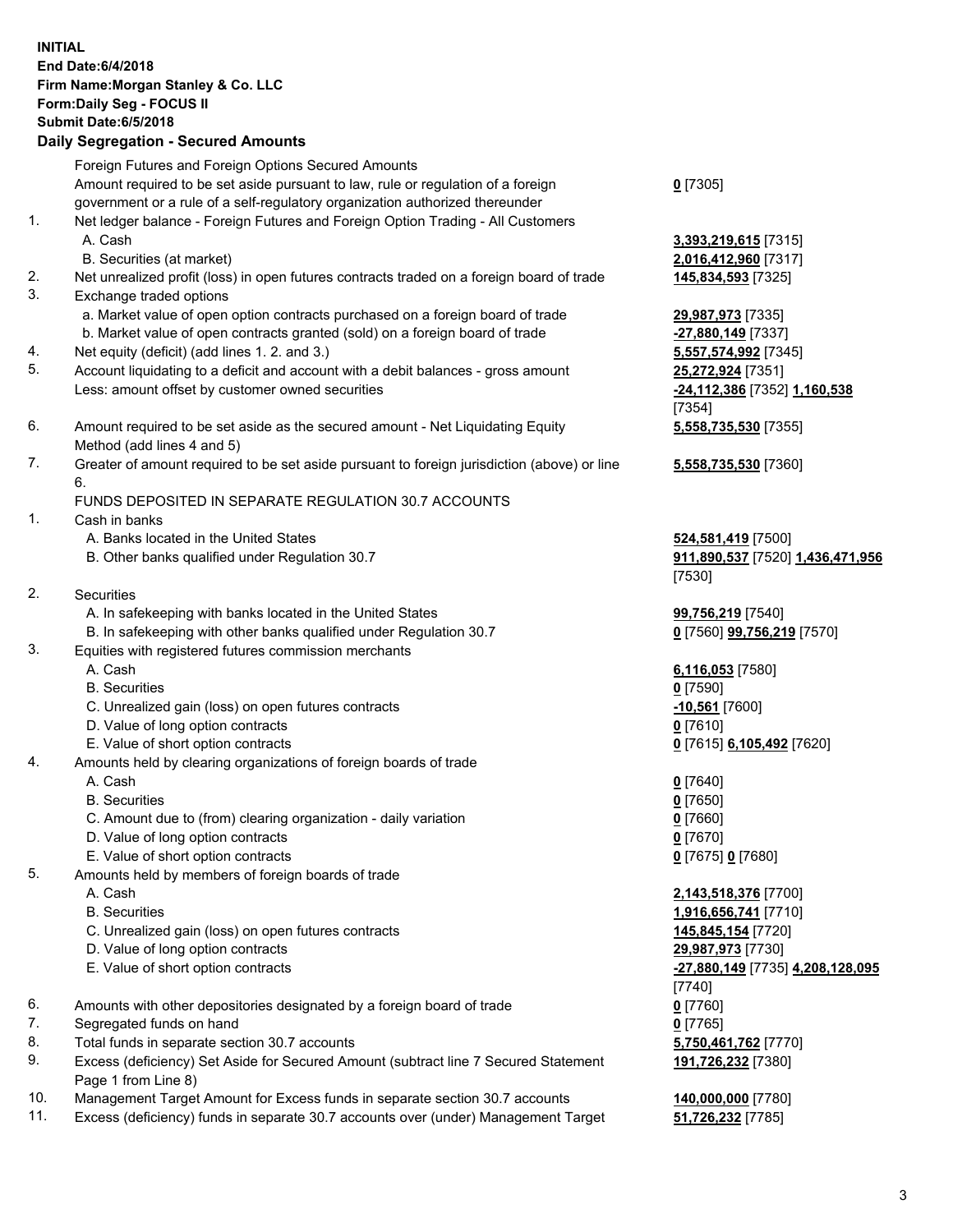**INITIAL**
**End Date:6/4/2018**
**Firm Name:Morgan Stanley & Co. LLC**
**Form:Daily Seg - FOCUS II**
**Submit Date:6/5/2018**

## Daily Segregation - Secured Amounts

| | | |
|---|---|---|
| | Foreign Futures and Foreign Options Secured Amounts | |
| | Amount required to be set aside pursuant to law, rule or regulation of a foreign government or a rule of a self-regulatory organization authorized thereunder | **0** [7305] |
| 1. | Net ledger balance - Foreign Futures and Foreign Option Trading - All Customers | |
| | A. Cash | **3,393,219,615** [7315] |
| | B. Securities (at market) | **2,016,412,960** [7317] |
| 2. | Net unrealized profit (loss) in open futures contracts traded on a foreign board of trade | **145,834,593** [7325] |
| 3. | Exchange traded options | |
| | a. Market value of open option contracts purchased on a foreign board of trade | **29,987,973** [7335] |
| | b. Market value of open contracts granted (sold) on a foreign board of trade | **-27,880,149** [7337] |
| 4. | Net equity (deficit) (add lines 1. 2. and 3.) | **5,557,574,992** [7345] |
| 5. | Account liquidating to a deficit and account with a debit balances - gross amount | **25,272,924** [7351] |
| | Less: amount offset by customer owned securities | **-24,112,386** [7352] **1,160,538** [7354] |
| 6. | Amount required to be set aside as the secured amount - Net Liquidating Equity Method (add lines 4 and 5) | **5,558,735,530** [7355] |
| 7. | Greater of amount required to be set aside pursuant to foreign jurisdiction (above) or line 6. | **5,558,735,530** [7360] |
| | FUNDS DEPOSITED IN SEPARATE REGULATION 30.7 ACCOUNTS | |
| 1. | Cash in banks | |
| | A. Banks located in the United States | **524,581,419** [7500] |
| | B. Other banks qualified under Regulation 30.7 | **911,890,537** [7520] **1,436,471,956** [7530] |
| 2. | Securities | |
| | A. In safekeeping with banks located in the United States | **99,756,219** [7540] |
| | B. In safekeeping with other banks qualified under Regulation 30.7 | **0** [7560] **99,756,219** [7570] |
| 3. | Equities with registered futures commission merchants | |
| | A. Cash | **6,116,053** [7580] |
| | B. Securities | **0** [7590] |
| | C. Unrealized gain (loss) on open futures contracts | **-10,561** [7600] |
| | D. Value of long option contracts | **0** [7610] |
| | E. Value of short option contracts | **0** [7615] **6,105,492** [7620] |
| 4. | Amounts held by clearing organizations of foreign boards of trade | |
| | A. Cash | **0** [7640] |
| | B. Securities | **0** [7650] |
| | C. Amount due to (from) clearing organization - daily variation | **0** [7660] |
| | D. Value of long option contracts | **0** [7670] |
| | E. Value of short option contracts | **0** [7675] **0** [7680] |
| 5. | Amounts held by members of foreign boards of trade | |
| | A. Cash | **2,143,518,376** [7700] |
| | B. Securities | **1,916,656,741** [7710] |
| | C. Unrealized gain (loss) on open futures contracts | **145,845,154** [7720] |
| | D. Value of long option contracts | **29,987,973** [7730] |
| | E. Value of short option contracts | **-27,880,149** [7735] **4,208,128,095** [7740] |
| 6. | Amounts with other depositories designated by a foreign board of trade | **0** [7760] |
| 7. | Segregated funds on hand | **0** [7765] |
| 8. | Total funds in separate section 30.7 accounts | **5,750,461,762** [7770] |
| 9. | Excess (deficiency) Set Aside for Secured Amount (subtract line 7 Secured Statement Page 1 from Line 8) | **191,726,232** [7380] |
| 10. | Management Target Amount for Excess funds in separate section 30.7 accounts | **140,000,000** [7780] |
| 11. | Excess (deficiency) funds in separate 30.7 accounts over (under) Management Target | **51,726,232** [7785] |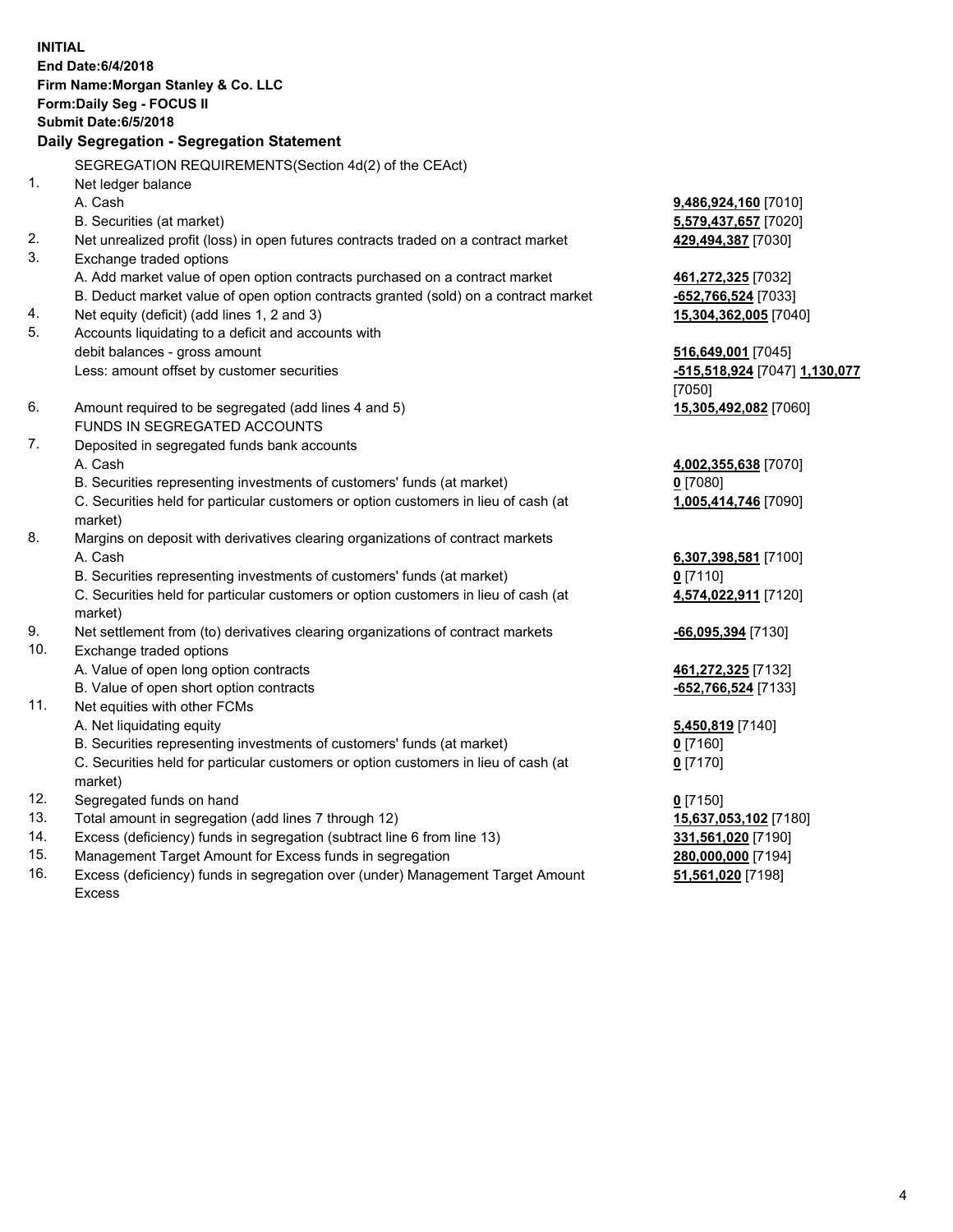**INITIAL**
**End Date:6/4/2018**
**Firm Name:Morgan Stanley & Co. LLC**
**Form:Daily Seg - FOCUS II**
**Submit Date:6/5/2018**

## Daily Segregation - Segregation Statement

SEGREGATION REQUIREMENTS(Section 4d(2) of the CEAct)

| | | |
|---|---|---|
| 1. | Net ledger balance | |
| | A. Cash | **9,486,924,160** [7010] |
| | B. Securities (at market) | **5,579,437,657** [7020] |
| 2. | Net unrealized profit (loss) in open futures contracts traded on a contract market | **429,494,387** [7030] |
| 3. | Exchange traded options | |
| | A. Add market value of open option contracts purchased on a contract market | **461,272,325** [7032] |
| | B. Deduct market value of open option contracts granted (sold) on a contract market | **-652,766,524** [7033] |
| 4. | Net equity (deficit) (add lines 1, 2 and 3) | **15,304,362,005** [7040] |
| 5. | Accounts liquidating to a deficit and accounts with debit balances - gross amount | **516,649,001** [7045] |
| | Less: amount offset by customer securities | **-515,518,924** [7047] **1,130,077** [7050] |
| 6. | Amount required to be segregated (add lines 4 and 5) | **15,305,492,082** [7060] |
| | FUNDS IN SEGREGATED ACCOUNTS | |
| 7. | Deposited in segregated funds bank accounts | |
| | A. Cash | **4,002,355,638** [7070] |
| | B. Securities representing investments of customers' funds (at market) | **0** [7080] |
| | C. Securities held for particular customers or option customers in lieu of cash (at market) | **1,005,414,746** [7090] |
| 8. | Margins on deposit with derivatives clearing organizations of contract markets | |
| | A. Cash | **6,307,398,581** [7100] |
| | B. Securities representing investments of customers' funds (at market) | **0** [7110] |
| | C. Securities held for particular customers or option customers in lieu of cash (at market) | **4,574,022,911** [7120] |
| 9. | Net settlement from (to) derivatives clearing organizations of contract markets | **-66,095,394** [7130] |
| 10. | Exchange traded options | |
| | A. Value of open long option contracts | **461,272,325** [7132] |
| | B. Value of open short option contracts | **-652,766,524** [7133] |
| 11. | Net equities with other FCMs | |
| | A. Net liquidating equity | **5,450,819** [7140] |
| | B. Securities representing investments of customers' funds (at market) | **0** [7160] |
| | C. Securities held for particular customers or option customers in lieu of cash (at market) | **0** [7170] |
| 12. | Segregated funds on hand | **0** [7150] |
| 13. | Total amount in segregation (add lines 7 through 12) | **15,637,053,102** [7180] |
| 14. | Excess (deficiency) funds in segregation (subtract line 6 from line 13) | **331,561,020** [7190] |
| 15. | Management Target Amount for Excess funds in segregation | **280,000,000** [7194] |
| 16. | Excess (deficiency) funds in segregation over (under) Management Target Amount Excess | **51,561,020** [7198] |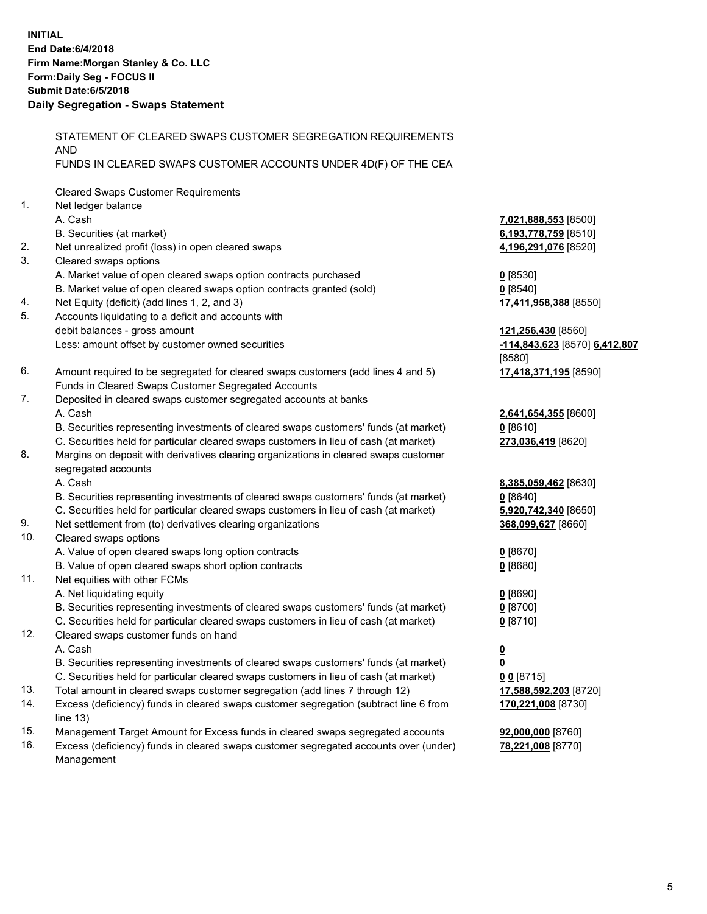**INITIAL**
**End Date:6/4/2018**
**Firm Name:Morgan Stanley & Co. LLC**
**Form:Daily Seg - FOCUS II**
**Submit Date:6/5/2018**
**Daily Segregation - Swaps Statement**

STATEMENT OF CLEARED SWAPS CUSTOMER SEGREGATION REQUIREMENTS AND FUNDS IN CLEARED SWAPS CUSTOMER ACCOUNTS UNDER 4D(F) OF THE CEA

| | | |
|---|---|---|
| | Cleared Swaps Customer Requirements | |
| 1. | Net ledger balance | |
| | A. Cash | **7,021,888,553** [8500] |
| | B. Securities (at market) | **6,193,778,759** [8510] |
| 2. | Net unrealized profit (loss) in open cleared swaps | **4,196,291,076** [8520] |
| 3. | Cleared swaps options | |
| | A. Market value of open cleared swaps option contracts purchased | **0** [8530] |
| | B. Market value of open cleared swaps option contracts granted (sold) | **0** [8540] |
| 4. | Net Equity (deficit) (add lines 1, 2, and 3) | **17,411,958,388** [8550] |
| 5. | Accounts liquidating to a deficit and accounts with debit balances - gross amount | **121,256,430** [8560] |
| | Less: amount offset by customer owned securities | **-114,843,623** [8570] **6,412,807** [8580] |
| 6. | Amount required to be segregated for cleared swaps customers (add lines 4 and 5) | **17,418,371,195** [8590] |
| | Funds in Cleared Swaps Customer Segregated Accounts | |
| 7. | Deposited in cleared swaps customer segregated accounts at banks | |
| | A. Cash | **2,641,654,355** [8600] |
| | B. Securities representing investments of cleared swaps customers' funds (at market) | **0** [8610] |
| | C. Securities held for particular cleared swaps customers in lieu of cash (at market) | **273,036,419** [8620] |
| 8. | Margins on deposit with derivatives clearing organizations in cleared swaps customer segregated accounts | |
| | A. Cash | **8,385,059,462** [8630] |
| | B. Securities representing investments of cleared swaps customers' funds (at market) | **0** [8640] |
| | C. Securities held for particular cleared swaps customers in lieu of cash (at market) | **5,920,742,340** [8650] |
| 9. | Net settlement from (to) derivatives clearing organizations | **368,099,627** [8660] |
| 10. | Cleared swaps options | |
| | A. Value of open cleared swaps long option contracts | **0** [8670] |
| | B. Value of open cleared swaps short option contracts | **0** [8680] |
| 11. | Net equities with other FCMs | |
| | A. Net liquidating equity | **0** [8690] |
| | B. Securities representing investments of cleared swaps customers' funds (at market) | **0** [8700] |
| | C. Securities held for particular cleared swaps customers in lieu of cash (at market) | **0** [8710] |
| 12. | Cleared swaps customer funds on hand | |
| | A. Cash | **0** |
| | B. Securities representing investments of cleared swaps customers' funds (at market) | **0** |
| | C. Securities held for particular cleared swaps customers in lieu of cash (at market) | **0** **0** [8715] |
| 13. | Total amount in cleared swaps customer segregation (add lines 7 through 12) | **17,588,592,203** [8720] |
| 14. | Excess (deficiency) funds in cleared swaps customer segregation (subtract line 6 from line 13) | **170,221,008** [8730] |
| 15. | Management Target Amount for Excess funds in cleared swaps segregated accounts | **92,000,000** [8760] |
| 16. | Excess (deficiency) funds in cleared swaps customer segregated accounts over (under) Management | **78,221,008** [8770] |